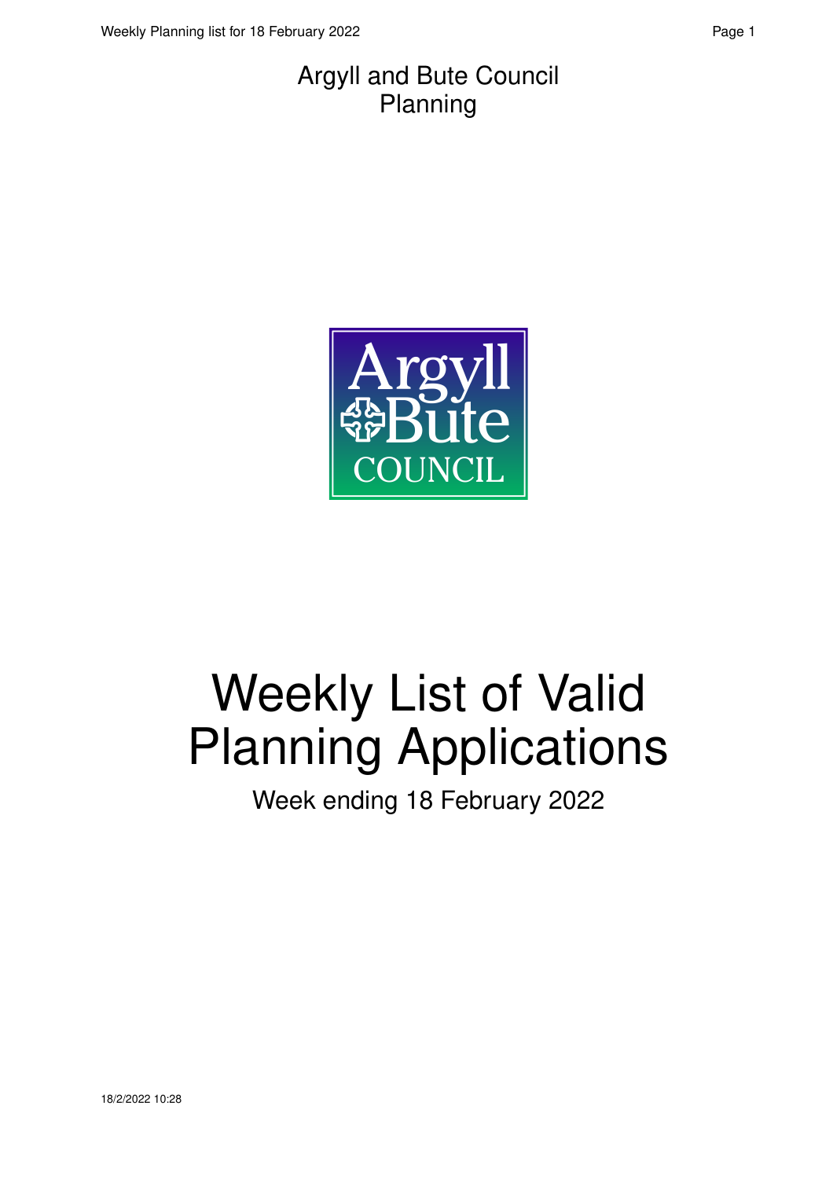Argyll and Bute Council
Planning

# Weekly List of Valid Planning Applications

Week ending 18 February 2022

18/2/2022 10:28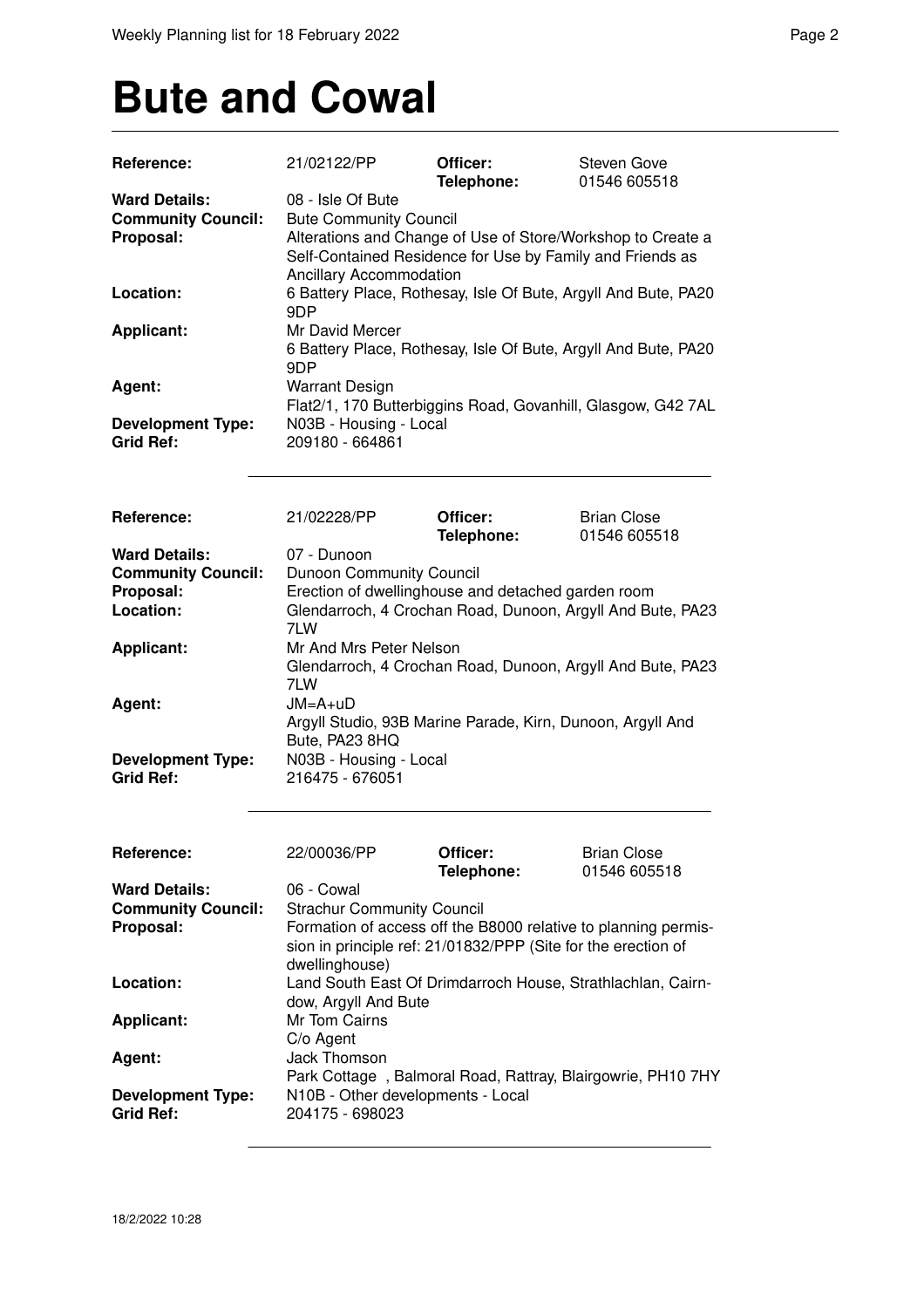# Bute and Cowal

| | | | |
|---|---|---|---|
| **Reference:** | 21/02122/PP | **Officer:** **Telephone:** | Steven Gove 01546 605518 |
| **Ward Details:** | 08 - Isle Of Bute | | |
| **Community Council:** | Bute Community Council | | |
| **Proposal:** | Alterations and Change of Use of Store/Workshop to Create a Self-Contained Residence for Use by Family and Friends as Ancillary Accommodation | | |
| **Location:** | 6 Battery Place, Rothesay, Isle Of Bute, Argyll And Bute, PA20 9DP | | |
| **Applicant:** | Mr David Mercer 6 Battery Place, Rothesay, Isle Of Bute, Argyll And Bute, PA20 9DP | | |
| **Agent:** | Warrant Design Flat2/1, 170 Butterbiggins Road, Govanhill, Glasgow, G42 7AL | | |
| **Development Type:** | N03B - Housing - Local | | |
| **Grid Ref:** | 209180 - 664861 | | |

| | | | |
|---|---|---|---|
| **Reference:** | 21/02228/PP | **Officer:** **Telephone:** | Brian Close 01546 605518 |
| **Ward Details:** | 07 - Dunoon | | |
| **Community Council:** | Dunoon Community Council | | |
| **Proposal:** | Erection of dwellinghouse and detached garden room | | |
| **Location:** | Glendarroch, 4 Crochan Road, Dunoon, Argyll And Bute, PA23 7LW | | |
| **Applicant:** | Mr And Mrs Peter Nelson Glendarroch, 4 Crochan Road, Dunoon, Argyll And Bute, PA23 7LW | | |
| **Agent:** | JM=A+uD Argyll Studio, 93B Marine Parade, Kirn, Dunoon, Argyll And Bute, PA23 8HQ | | |
| **Development Type:** | N03B - Housing - Local | | |
| **Grid Ref:** | 216475 - 676051 | | |

| | | | |
|---|---|---|---|
| **Reference:** | 22/00036/PP | **Officer:** **Telephone:** | Brian Close 01546 605518 |
| **Ward Details:** | 06 - Cowal | | |
| **Community Council:** | Strachur Community Council | | |
| **Proposal:** | Formation of access off the B8000 relative to planning permission in principle ref: 21/01832/PPP (Site for the erection of dwellinghouse) | | |
| **Location:** | Land South East Of Drimdarroch House, Strathlachlan, Cairndow, Argyll And Bute | | |
| **Applicant:** | Mr Tom Cairns C/o Agent | | |
| **Agent:** | Jack Thomson Park Cottage , Balmoral Road, Rattray, Blairgowrie, PH10 7HY | | |
| **Development Type:** | N10B - Other developments - Local | | |
| **Grid Ref:** | 204175 - 698023 | | |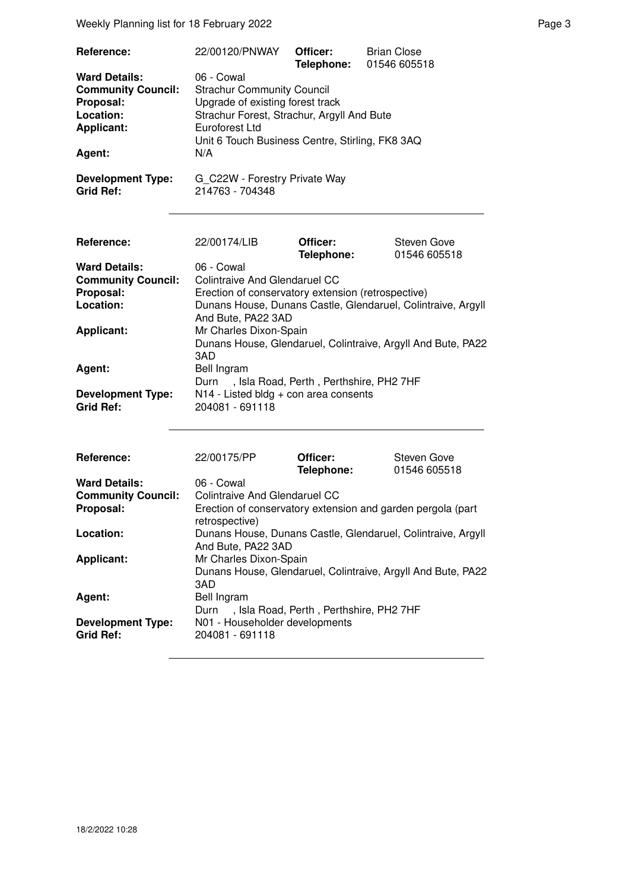| **Reference:** | 22/00120/PNWAY | **Officer:** **Telephone:** | Brian Close 01546 605518 |
|---|---|---|---|
| **Ward Details:** | 06 - Cowal | | |
| **Community Council:** | Strachur Community Council | | |
| **Proposal:** | Upgrade of existing forest track | | |
| **Location:** | Strachur Forest, Strachur, Argyll And Bute | | |
| **Applicant:** | Euroforest Ltd<br>Unit 6 Touch Business Centre, Stirling, FK8 3AQ | | |
| **Agent:** | N/A | | |
| **Development Type:** | G_C22W - Forestry Private Way | | |
| **Grid Ref:** | 214763 - 704348 | | |

| **Reference:** | 22/00174/LIB | **Officer:** **Telephone:** | Steven Gove 01546 605518 |
|---|---|---|---|
| **Ward Details:** | 06 - Cowal | | |
| **Community Council:** | Colintraive And Glendaruel CC | | |
| **Proposal:** | Erection of conservatory extension (retrospective) | | |
| **Location:** | Dunans House, Dunans Castle, Glendaruel, Colintraive, Argyll And Bute, PA22 3AD | | |
| **Applicant:** | Mr Charles Dixon-Spain<br>Dunans House, Glendaruel, Colintraive, Argyll And Bute, PA22 3AD | | |
| **Agent:** | Bell Ingram<br>Durn , Isla Road, Perth , Perthshire, PH2 7HF | | |
| **Development Type:** | N14 - Listed bldg + con area consents | | |
| **Grid Ref:** | 204081 - 691118 | | |

| **Reference:** | 22/00175/PP | **Officer:** **Telephone:** | Steven Gove 01546 605518 |
|---|---|---|---|
| **Ward Details:** | 06 - Cowal | | |
| **Community Council:** | Colintraive And Glendaruel CC | | |
| **Proposal:** | Erection of conservatory extension and garden pergola (part retrospective) | | |
| **Location:** | Dunans House, Dunans Castle, Glendaruel, Colintraive, Argyll And Bute, PA22 3AD | | |
| **Applicant:** | Mr Charles Dixon-Spain<br>Dunans House, Glendaruel, Colintraive, Argyll And Bute, PA22 3AD | | |
| **Agent:** | Bell Ingram<br>Durn , Isla Road, Perth , Perthshire, PH2 7HF | | |
| **Development Type:** | N01 - Householder developments | | |
| **Grid Ref:** | 204081 - 691118 | | |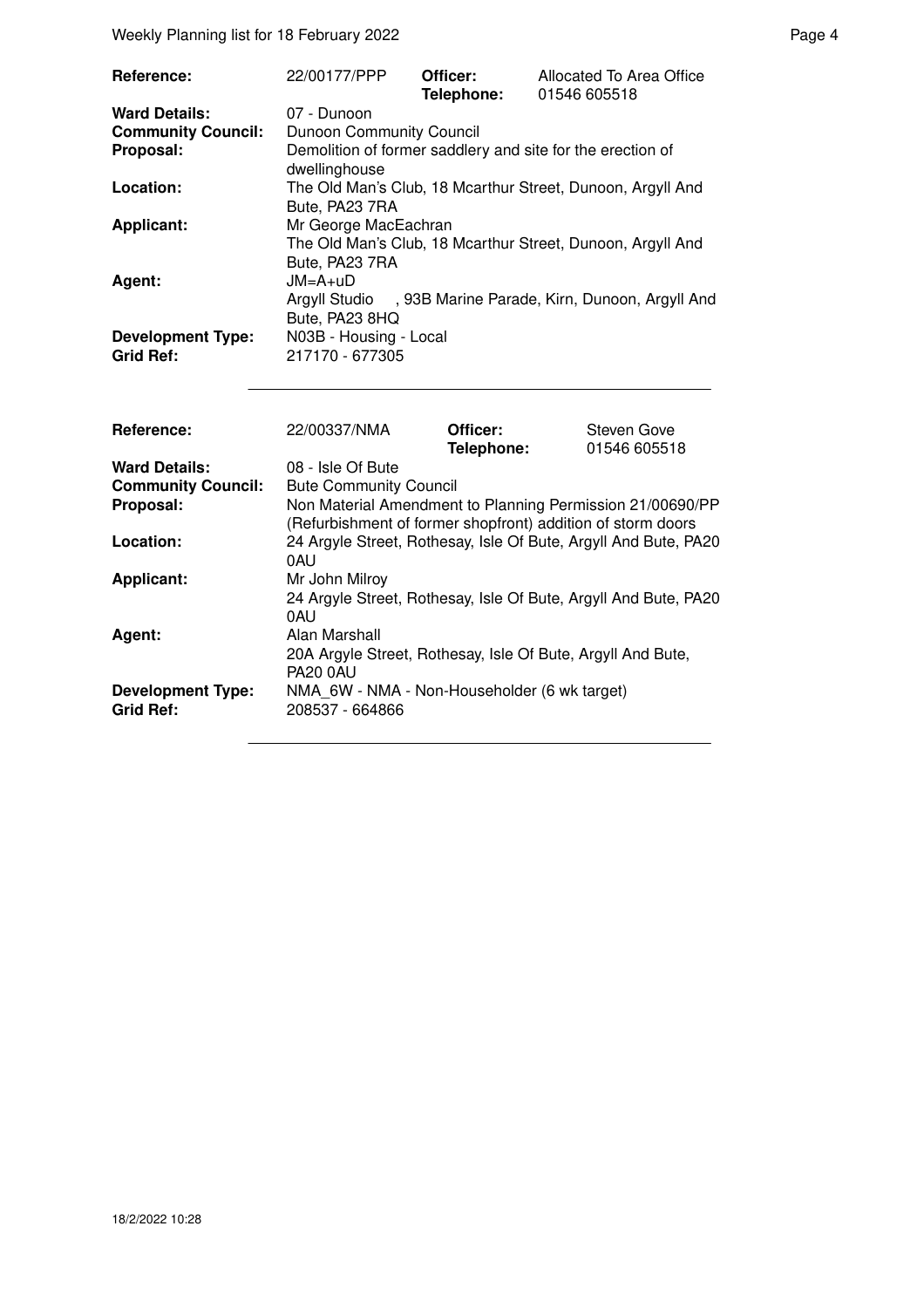| | | | |
|---|---|---|---|
| **Reference:** | 22/00177/PPP | **Officer:** **Telephone:** | Allocated To Area Office 01546 605518 |
| **Ward Details:** | 07 - Dunoon | | |
| **Community Council:** | Dunoon Community Council | | |
| **Proposal:** | Demolition of former saddlery and site for the erection of dwellinghouse | | |
| **Location:** | The Old Man's Club, 18 Mcarthur Street, Dunoon, Argyll And Bute, PA23 7RA | | |
| **Applicant:** | Mr George MacEachran The Old Man's Club, 18 Mcarthur Street, Dunoon, Argyll And Bute, PA23 7RA | | |
| **Agent:** | JM=A+uD Argyll Studio , 93B Marine Parade, Kirn, Dunoon, Argyll And Bute, PA23 8HQ | | |
| **Development Type:** | N03B - Housing - Local | | |
| **Grid Ref:** | 217170 - 677305 | | |

| | | | |
|---|---|---|---|
| **Reference:** | 22/00337/NMA | **Officer:** **Telephone:** | Steven Gove 01546 605518 |
| **Ward Details:** | 08 - Isle Of Bute | | |
| **Community Council:** | Bute Community Council | | |
| **Proposal:** | Non Material Amendment to Planning Permission 21/00690/PP (Refurbishment of former shopfront) addition of storm doors | | |
| **Location:** | 24 Argyle Street, Rothesay, Isle Of Bute, Argyll And Bute, PA20 0AU | | |
| **Applicant:** | Mr John Milroy 24 Argyle Street, Rothesay, Isle Of Bute, Argyll And Bute, PA20 0AU | | |
| **Agent:** | Alan Marshall 20A Argyle Street, Rothesay, Isle Of Bute, Argyll And Bute, PA20 0AU | | |
| **Development Type:** | NMA_6W - NMA - Non-Householder (6 wk target) | | |
| **Grid Ref:** | 208537 - 664866 | | |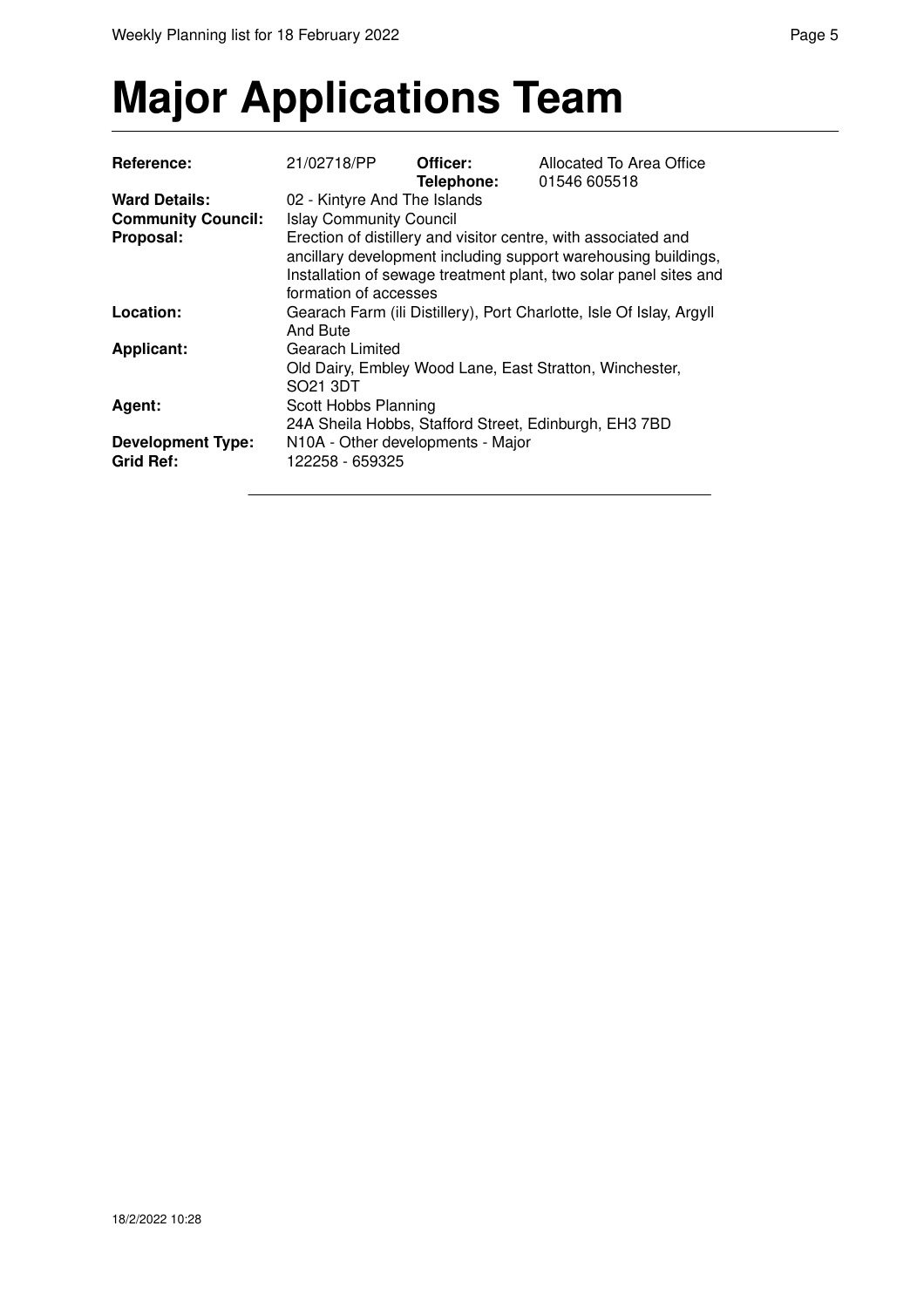# Major Applications Team

| | | | |
|---|---|---|---|
| **Reference:** | 21/02718/PP | **Officer:** | Allocated To Area Office |
| | | **Telephone:** | 01546 605518 |
| **Ward Details:** | 02 - Kintyre And The Islands | | |
| **Community Council:** | Islay Community Council | | |
| **Proposal:** | Erection of distillery and visitor centre, with associated and ancillary development including support warehousing buildings, Installation of sewage treatment plant, two solar panel sites and formation of accesses | | |
| **Location:** | Gearach Farm (ili Distillery), Port Charlotte, Isle Of Islay, Argyll And Bute | | |
| **Applicant:** | Gearach Limited<br>Old Dairy, Embley Wood Lane, East Stratton, Winchester, SO21 3DT | | |
| **Agent:** | Scott Hobbs Planning<br>24A Sheila Hobbs, Stafford Street, Edinburgh, EH3 7BD | | |
| **Development Type:** | N10A - Other developments - Major | | |
| **Grid Ref:** | 122258 - 659325 | | |

18/2/2022 10:28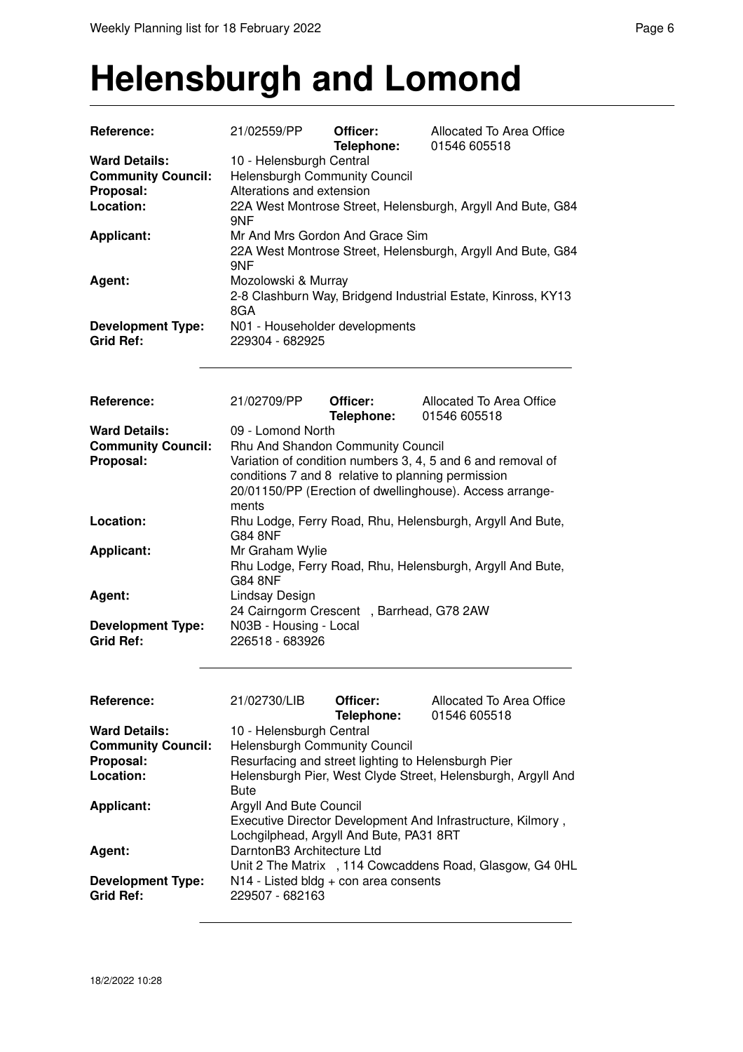# Helensburgh and Lomond

| | | | |
|---|---|---|---|
| **Reference:** | 21/02559/PP | **Officer:** **Telephone:** | Allocated To Area Office 01546 605518 |
| **Ward Details:** | 10 - Helensburgh Central | | |
| **Community Council:** | Helensburgh Community Council | | |
| **Proposal:** | Alterations and extension | | |
| **Location:** | 22A West Montrose Street, Helensburgh, Argyll And Bute, G84 9NF | | |
| **Applicant:** | Mr And Mrs Gordon And Grace Sim 22A West Montrose Street, Helensburgh, Argyll And Bute, G84 9NF | | |
| **Agent:** | Mozolowski & Murray 2-8 Clashburn Way, Bridgend Industrial Estate, Kinross, KY13 8GA | | |
| **Development Type:** | N01 - Householder developments | | |
| **Grid Ref:** | 229304 - 682925 | | |

| | | | |
|---|---|---|---|
| **Reference:** | 21/02709/PP | **Officer:** **Telephone:** | Allocated To Area Office 01546 605518 |
| **Ward Details:** | 09 - Lomond North | | |
| **Community Council:** | Rhu And Shandon Community Council | | |
| **Proposal:** | Variation of condition numbers 3, 4, 5 and 6 and removal of conditions 7 and 8 relative to planning permission 20/01150/PP (Erection of dwellinghouse). Access arrangements | | |
| **Location:** | Rhu Lodge, Ferry Road, Rhu, Helensburgh, Argyll And Bute, G84 8NF | | |
| **Applicant:** | Mr Graham Wylie Rhu Lodge, Ferry Road, Rhu, Helensburgh, Argyll And Bute, G84 8NF | | |
| **Agent:** | Lindsay Design 24 Cairngorm Crescent , Barrhead, G78 2AW | | |
| **Development Type:** | N03B - Housing - Local | | |
| **Grid Ref:** | 226518 - 683926 | | |

| | | | |
|---|---|---|---|
| **Reference:** | 21/02730/LIB | **Officer:** **Telephone:** | Allocated To Area Office 01546 605518 |
| **Ward Details:** | 10 - Helensburgh Central | | |
| **Community Council:** | Helensburgh Community Council | | |
| **Proposal:** | Resurfacing and street lighting to Helensburgh Pier | | |
| **Location:** | Helensburgh Pier, West Clyde Street, Helensburgh, Argyll And Bute | | |
| **Applicant:** | Argyll And Bute Council Executive Director Development And Infrastructure, Kilmory , Lochgilphead, Argyll And Bute, PA31 8RT | | |
| **Agent:** | DarntonB3 Architecture Ltd Unit 2 The Matrix , 114 Cowcaddens Road, Glasgow, G4 0HL | | |
| **Development Type:** | N14 - Listed bldg + con area consents | | |
| **Grid Ref:** | 229507 - 682163 | | |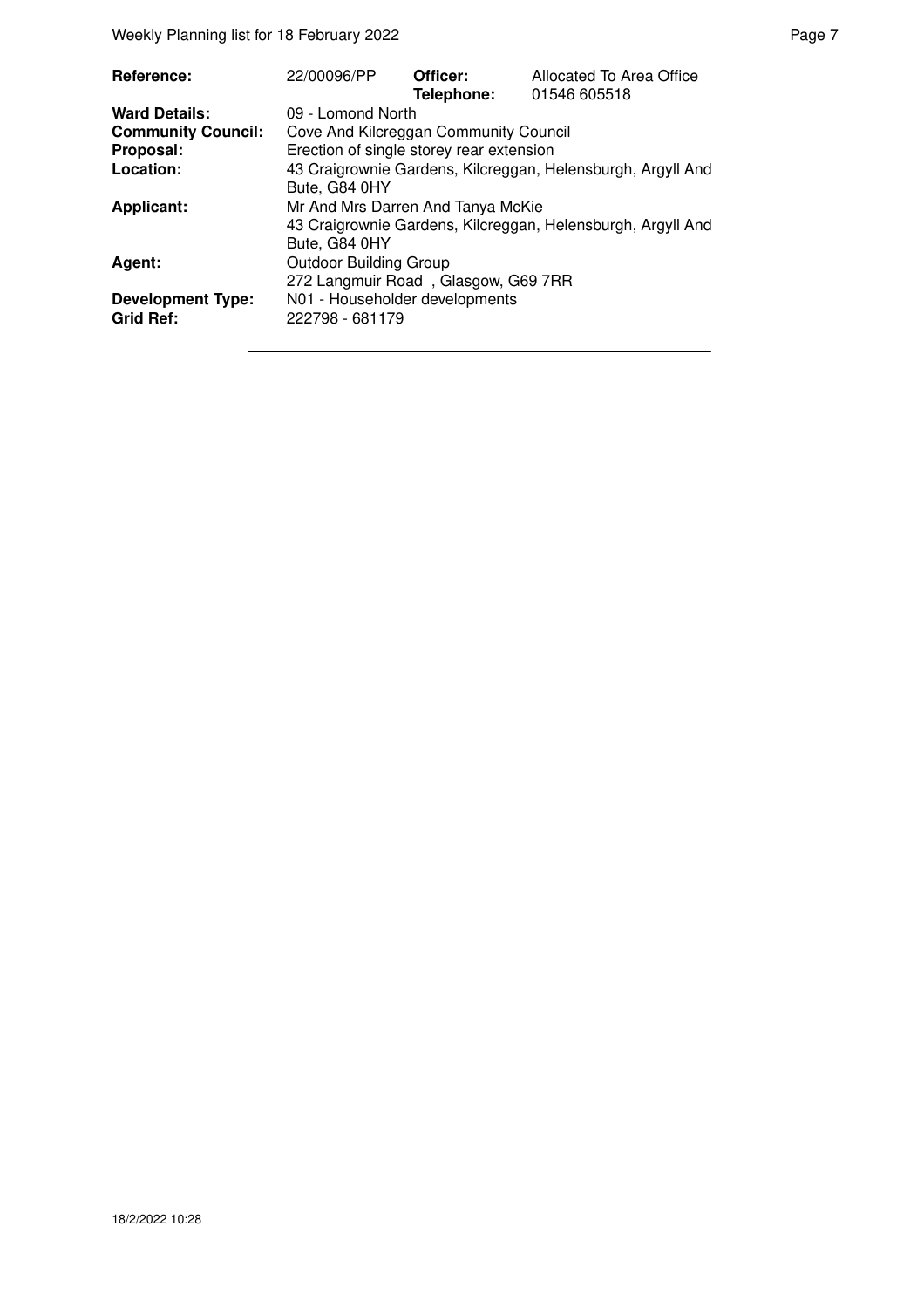| | | | |
|---|---|---|---|
| **Reference:** | 22/00096/PP | **Officer:** **Telephone:** | Allocated To Area Office 01546 605518 |
| **Ward Details:** | 09 - Lomond North | | |
| **Community Council:** | Cove And Kilcreggan Community Council | | |
| **Proposal:** | Erection of single storey rear extension | | |
| **Location:** | 43 Craigrownie Gardens, Kilcreggan, Helensburgh, Argyll And Bute, G84 0HY | | |
| **Applicant:** | Mr And Mrs Darren And Tanya McKie 43 Craigrownie Gardens, Kilcreggan, Helensburgh, Argyll And Bute, G84 0HY | | |
| **Agent:** | Outdoor Building Group 272 Langmuir Road , Glasgow, G69 7RR | | |
| **Development Type:** | N01 - Householder developments | | |
| **Grid Ref:** | 222798 - 681179 | | |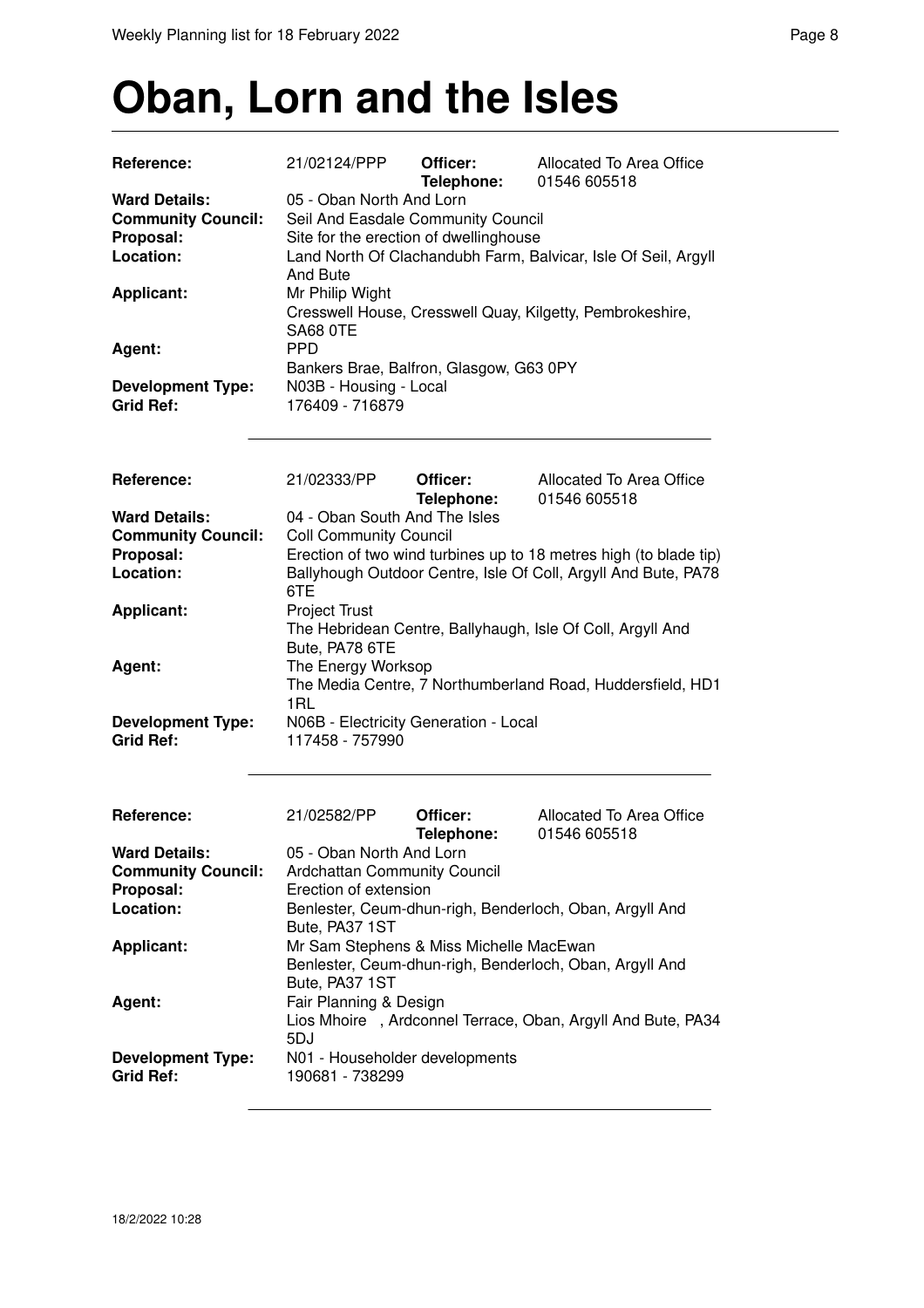# Oban, Lorn and the Isles

| | | | |
|---|---|---|---|
| **Reference:** | 21/02124/PPP | **Officer:** | Allocated To Area Office |
| | | **Telephone:** | 01546 605518 |
| **Ward Details:** | 05 - Oban North And Lorn | | |
| **Community Council:** | Seil And Easdale Community Council | | |
| **Proposal:** | Site for the erection of dwellinghouse | | |
| **Location:** | Land North Of Clachandubh Farm, Balvicar, Isle Of Seil, Argyll And Bute | | |
| **Applicant:** | Mr Philip Wight<br>Cresswell House, Cresswell Quay, Kilgetty, Pembrokeshire, SA68 0TE | | |
| **Agent:** | PPD<br>Bankers Brae, Balfron, Glasgow, G63 0PY | | |
| **Development Type:** | N03B - Housing - Local | | |
| **Grid Ref:** | 176409 - 716879 | | |

| | | | |
|---|---|---|---|
| **Reference:** | 21/02333/PP | **Officer:** | Allocated To Area Office |
| | | **Telephone:** | 01546 605518 |
| **Ward Details:** | 04 - Oban South And The Isles | | |
| **Community Council:** | Coll Community Council | | |
| **Proposal:** | Erection of two wind turbines up to 18 metres high (to blade tip) | | |
| **Location:** | Ballyhough Outdoor Centre, Isle Of Coll, Argyll And Bute, PA78 6TE | | |
| **Applicant:** | Project Trust<br>The Hebridean Centre, Ballyhaugh, Isle Of Coll, Argyll And Bute, PA78 6TE | | |
| **Agent:** | The Energy Worksop<br>The Media Centre, 7 Northumberland Road, Huddersfield, HD1 1RL | | |
| **Development Type:** | N06B - Electricity Generation - Local | | |
| **Grid Ref:** | 117458 - 757990 | | |

| | | | |
|---|---|---|---|
| **Reference:** | 21/02582/PP | **Officer:** | Allocated To Area Office |
| | | **Telephone:** | 01546 605518 |
| **Ward Details:** | 05 - Oban North And Lorn | | |
| **Community Council:** | Ardchattan Community Council | | |
| **Proposal:** | Erection of extension | | |
| **Location:** | Benlester, Ceum-dhun-righ, Benderloch, Oban, Argyll And Bute, PA37 1ST | | |
| **Applicant:** | Mr Sam Stephens & Miss Michelle MacEwan<br>Benlester, Ceum-dhun-righ, Benderloch, Oban, Argyll And Bute, PA37 1ST | | |
| **Agent:** | Fair Planning & Design<br>Lios Mhoire , Ardconnel Terrace, Oban, Argyll And Bute, PA34 5DJ | | |
| **Development Type:** | N01 - Householder developments | | |
| **Grid Ref:** | 190681 - 738299 | | |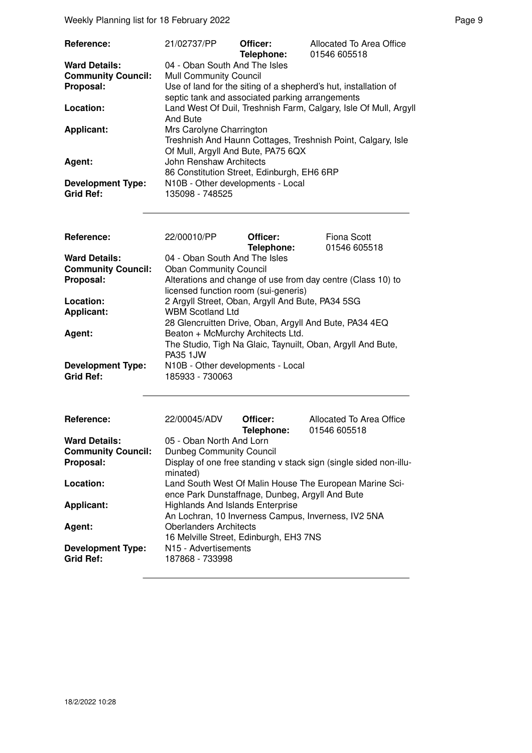| Reference: | 21/02737/PP | Officer: Telephone: | Allocated To Area Office 01546 605518 |
|---|---|---|---|
| **Ward Details:** | 04 - Oban South And The Isles | | |
| **Community Council:** | Mull Community Council | | |
| **Proposal:** | Use of land for the siting of a shepherd's hut, installation of septic tank and associated parking arrangements | | |
| **Location:** | Land West Of Duil, Treshnish Farm, Calgary, Isle Of Mull, Argyll And Bute | | |
| **Applicant:** | Mrs Carolyne Charrington<br>Treshnish And Haunn Cottages, Treshnish Point, Calgary, Isle Of Mull, Argyll And Bute, PA75 6QX | | |
| **Agent:** | John Renshaw Architects<br>86 Constitution Street, Edinburgh, EH6 6RP | | |
| **Development Type:** | N10B - Other developments - Local | | |
| **Grid Ref:** | 135098 - 748525 | | |

| Reference: | 22/00010/PP | Officer: Telephone: | Fiona Scott 01546 605518 |
|---|---|---|---|
| **Ward Details:** | 04 - Oban South And The Isles | | |
| **Community Council:** | Oban Community Council | | |
| **Proposal:** | Alterations and change of use from day centre (Class 10) to licensed function room (sui-generis) | | |
| **Location:** | 2 Argyll Street, Oban, Argyll And Bute, PA34 5SG | | |
| **Applicant:** | WBM Scotland Ltd<br>28 Glencruitten Drive, Oban, Argyll And Bute, PA34 4EQ | | |
| **Agent:** | Beaton + McMurchy Architects Ltd.<br>The Studio, Tigh Na Glaic, Taynuilt, Oban, Argyll And Bute, PA35 1JW | | |
| **Development Type:** | N10B - Other developments - Local | | |
| **Grid Ref:** | 185933 - 730063 | | |

| Reference: | 22/00045/ADV | Officer: Telephone: | Allocated To Area Office 01546 605518 |
|---|---|---|---|
| **Ward Details:** | 05 - Oban North And Lorn | | |
| **Community Council:** | Dunbeg Community Council | | |
| **Proposal:** | Display of one free standing v stack sign (single sided non-illuminated) | | |
| **Location:** | Land South West Of Malin House The European Marine Science Park Dunstaffnage, Dunbeg, Argyll And Bute | | |
| **Applicant:** | Highlands And Islands Enterprise<br>An Lochran, 10 Inverness Campus, Inverness, IV2 5NA | | |
| **Agent:** | Oberlanders Architects<br>16 Melville Street, Edinburgh, EH3 7NS | | |
| **Development Type:** | N15 - Advertisements | | |
| **Grid Ref:** | 187868 - 733998 | | |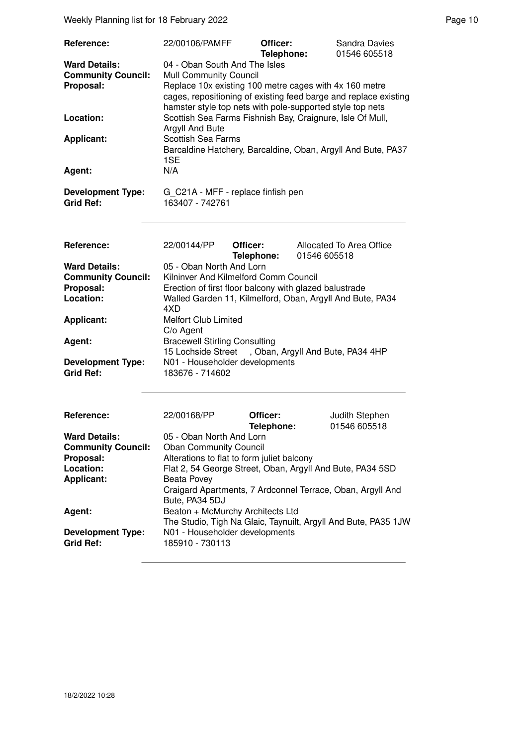| Reference: | 22/00106/PAMFF | Officer: Telephone: | Sandra Davies 01546 605518 |
|---|---|---|---|
| **Ward Details:** | 04 - Oban South And The Isles | | |
| **Community Council:** | Mull Community Council | | |
| **Proposal:** | Replace 10x existing 100 metre cages with 4x 160 metre cages, repositioning of existing feed barge and replace existing hamster style top nets with pole-supported style top nets | | |
| **Location:** | Scottish Sea Farms Fishnish Bay, Craignure, Isle Of Mull, Argyll And Bute | | |
| **Applicant:** | Scottish Sea Farms Barcaldine Hatchery, Barcaldine, Oban, Argyll And Bute, PA37 1SE | | |
| **Agent:** | N/A | | |
| **Development Type:** | G_C21A - MFF - replace finfish pen | | |
| **Grid Ref:** | 163407 - 742761 | | |

| Reference: | 22/00144/PP | Officer: Telephone: | Allocated To Area Office 01546 605518 |
|---|---|---|---|
| **Ward Details:** | 05 - Oban North And Lorn | | |
| **Community Council:** | Kilninver And Kilmelford Comm Council | | |
| **Proposal:** | Erection of first floor balcony with glazed balustrade | | |
| **Location:** | Walled Garden 11, Kilmelford, Oban, Argyll And Bute, PA34 4XD | | |
| **Applicant:** | Melfort Club Limited C/o Agent | | |
| **Agent:** | Bracewell Stirling Consulting 15 Lochside Street , Oban, Argyll And Bute, PA34 4HP | | |
| **Development Type:** | N01 - Householder developments | | |
| **Grid Ref:** | 183676 - 714602 | | |

| Reference: | 22/00168/PP | Officer: Telephone: | Judith Stephen 01546 605518 |
|---|---|---|---|
| **Ward Details:** | 05 - Oban North And Lorn | | |
| **Community Council:** | Oban Community Council | | |
| **Proposal:** | Alterations to flat to form juliet balcony | | |
| **Location:** | Flat 2, 54 George Street, Oban, Argyll And Bute, PA34 5SD | | |
| **Applicant:** | Beata Povey Craigard Apartments, 7 Ardconnel Terrace, Oban, Argyll And Bute, PA34 5DJ | | |
| **Agent:** | Beaton + McMurchy Architects Ltd The Studio, Tigh Na Glaic, Taynuilt, Argyll And Bute, PA35 1JW | | |
| **Development Type:** | N01 - Householder developments | | |
| **Grid Ref:** | 185910 - 730113 | | |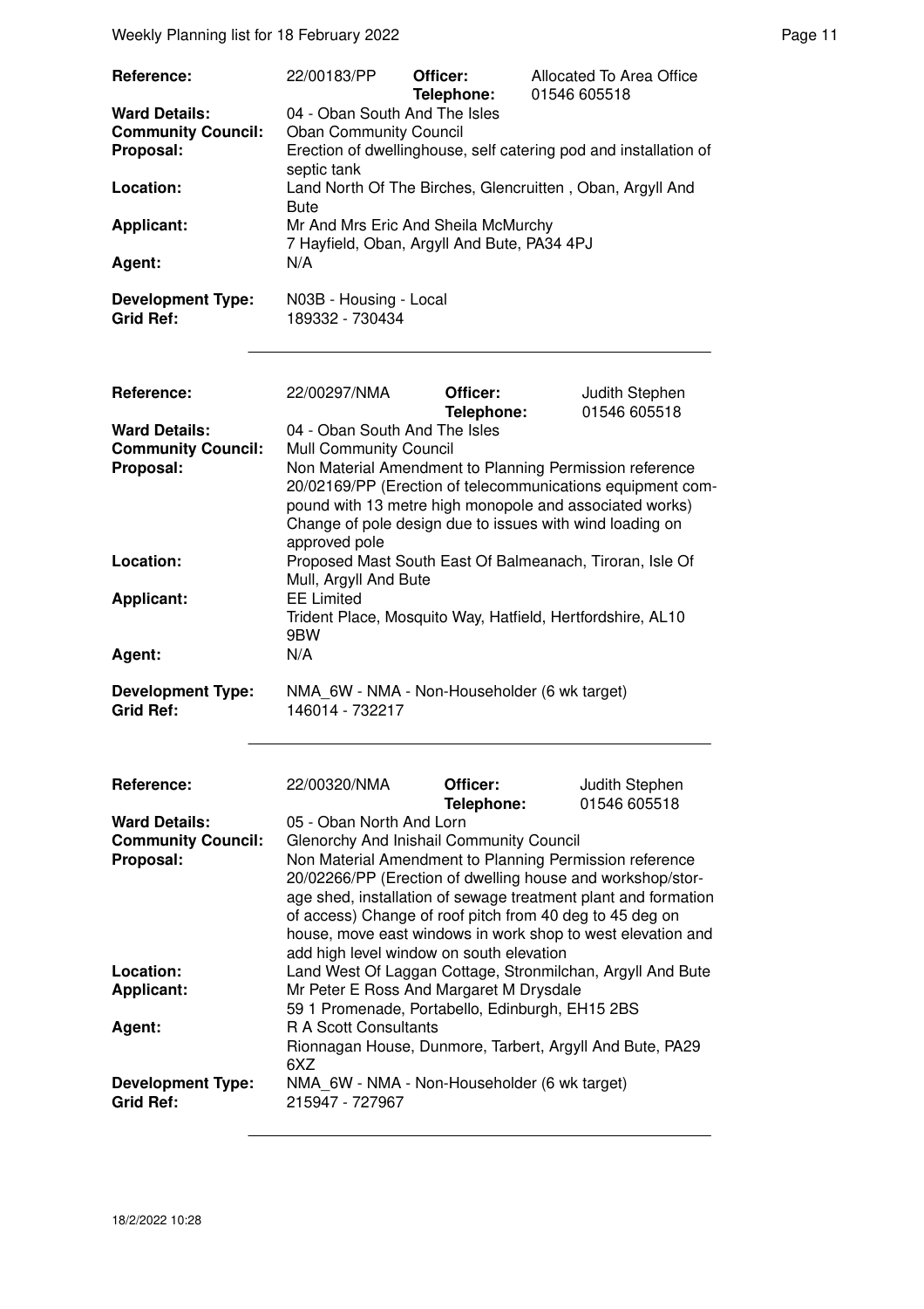| | | | |
|---|---|---|---|
| **Reference:** | 22/00183/PP | **Officer:** | Allocated To Area Office |
| | | **Telephone:** | 01546 605518 |
| **Ward Details:** | 04 - Oban South And The Isles | | |
| **Community Council:** | Oban Community Council | | |
| **Proposal:** | Erection of dwellinghouse, self catering pod and installation of septic tank | | |
| **Location:** | Land North Of The Birches, Glencruitten , Oban, Argyll And Bute | | |
| **Applicant:** | Mr And Mrs Eric And Sheila McMurchy<br>7 Hayfield, Oban, Argyll And Bute, PA34 4PJ | | |
| **Agent:** | N/A | | |
| **Development Type:** | N03B - Housing - Local | | |
| **Grid Ref:** | 189332 - 730434 | | |

| | | | |
|---|---|---|---|
| **Reference:** | 22/00297/NMA | **Officer:** | Judith Stephen |
| | | **Telephone:** | 01546 605518 |
| **Ward Details:** | 04 - Oban South And The Isles | | |
| **Community Council:** | Mull Community Council | | |
| **Proposal:** | Non Material Amendment to Planning Permission reference 20/02169/PP (Erection of telecommunications equipment compound with 13 metre high monopole and associated works) Change of pole design due to issues with wind loading on approved pole | | |
| **Location:** | Proposed Mast South East Of Balmeanach, Tiroran, Isle Of Mull, Argyll And Bute | | |
| **Applicant:** | EE Limited<br>Trident Place, Mosquito Way, Hatfield, Hertfordshire, AL10 9BW | | |
| **Agent:** | N/A | | |
| **Development Type:** | NMA_6W - NMA - Non-Householder (6 wk target) | | |
| **Grid Ref:** | 146014 - 732217 | | |

| | | | |
|---|---|---|---|
| **Reference:** | 22/00320/NMA | **Officer:** | Judith Stephen |
| | | **Telephone:** | 01546 605518 |
| **Ward Details:** | 05 - Oban North And Lorn | | |
| **Community Council:** | Glenorchy And Inishail Community Council | | |
| **Proposal:** | Non Material Amendment to Planning Permission reference 20/02266/PP (Erection of dwelling house and workshop/storage shed, installation of sewage treatment plant and formation of access) Change of roof pitch from 40 deg to 45 deg on house, move east windows in work shop to west elevation and add high level window on south elevation | | |
| **Location:** | Land West Of Laggan Cottage, Stronmilchan, Argyll And Bute | | |
| **Applicant:** | Mr Peter E Ross And Margaret M Drysdale<br>59 1 Promenade, Portabello, Edinburgh, EH15 2BS | | |
| **Agent:** | R A Scott Consultants<br>Rionnagan House, Dunmore, Tarbert, Argyll And Bute, PA29 6XZ | | |
| **Development Type:** | NMA_6W - NMA - Non-Householder (6 wk target) | | |
| **Grid Ref:** | 215947 - 727967 | | |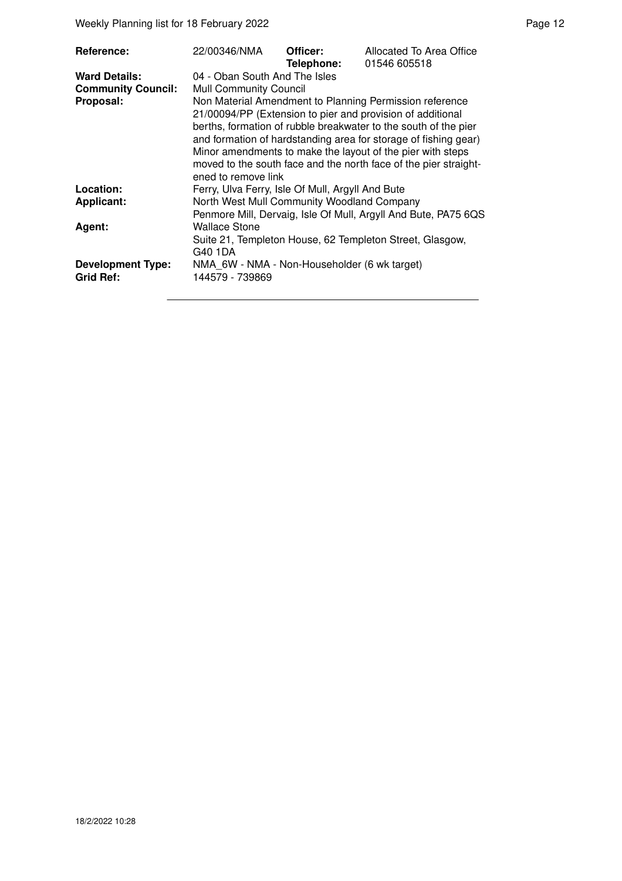| | | | |
|---|---|---|---|
| **Reference:** | 22/00346/NMA | **Officer:** | Allocated To Area Office |
| | | **Telephone:** | 01546 605518 |
| **Ward Details:** | 04 - Oban South And The Isles | | |
| **Community Council:** | Mull Community Council | | |
| **Proposal:** | Non Material Amendment to Planning Permission reference 21/00094/PP (Extension to pier and provision of additional berths, formation of rubble breakwater to the south of the pier and formation of hardstanding area for storage of fishing gear) Minor amendments to make the layout of the pier with steps moved to the south face and the north face of the pier straightened to remove link | | |
| **Location:** | Ferry, Ulva Ferry, Isle Of Mull, Argyll And Bute | | |
| **Applicant:** | North West Mull Community Woodland Company<br>Penmore Mill, Dervaig, Isle Of Mull, Argyll And Bute, PA75 6QS | | |
| **Agent:** | Wallace Stone<br>Suite 21, Templeton House, 62 Templeton Street, Glasgow, G40 1DA | | |
| **Development Type:** | NMA_6W - NMA - Non-Householder (6 wk target) | | |
| **Grid Ref:** | 144579 - 739869 | | |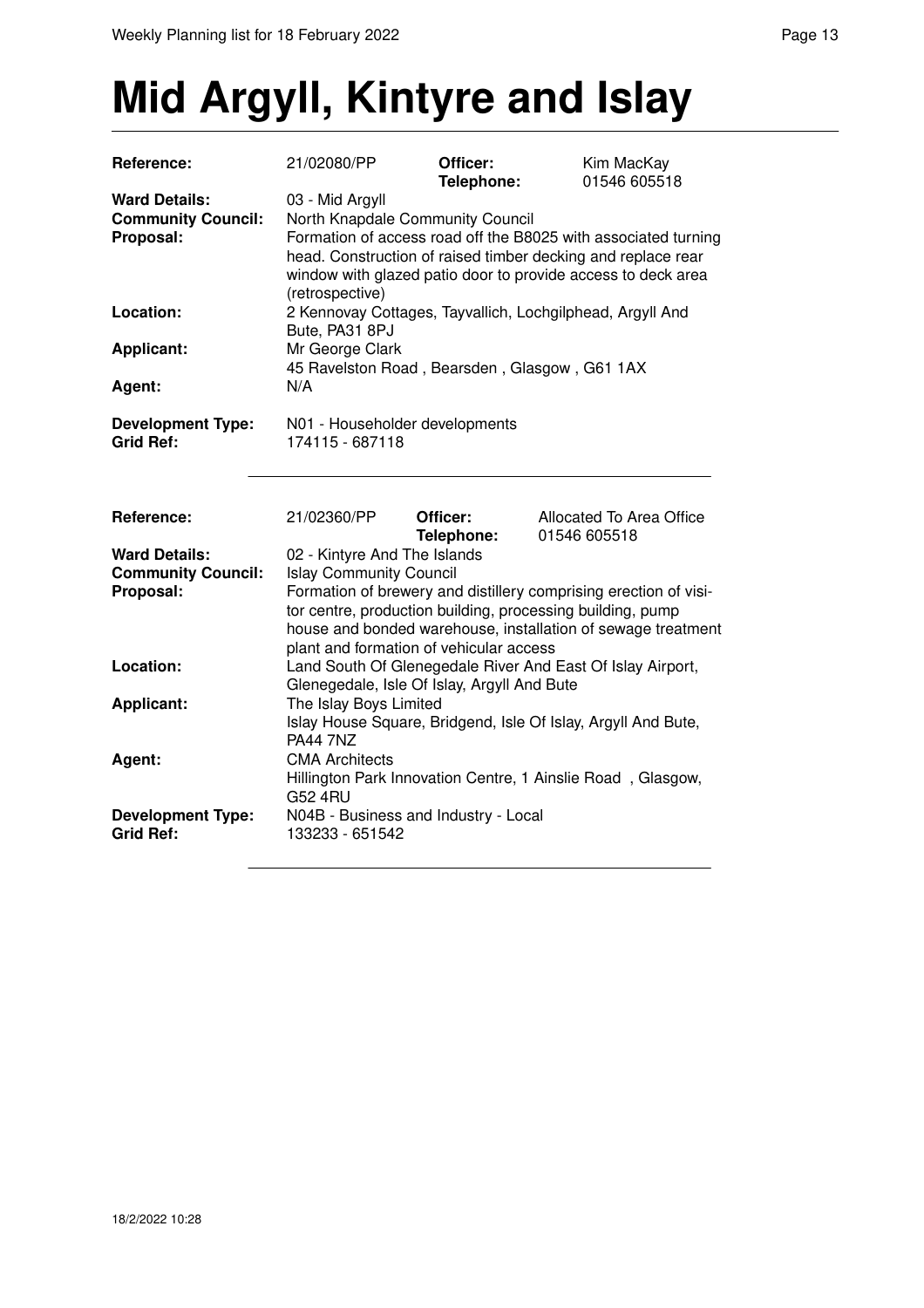# Mid Argyll, Kintyre and Islay

| | | | |
|---|---|---|---|
| **Reference:** | 21/02080/PP | **Officer:** **Telephone:** | Kim MacKay 01546 605518 |
| **Ward Details:** | 03 - Mid Argyll | | |
| **Community Council:** | North Knapdale Community Council | | |
| **Proposal:** | Formation of access road off the B8025 with associated turning head. Construction of raised timber decking and replace rear window with glazed patio door to provide access to deck area (retrospective) | | |
| **Location:** | 2 Kennovay Cottages, Tayvallich, Lochgilphead, Argyll And Bute, PA31 8PJ | | |
| **Applicant:** | Mr George Clark 45 Ravelston Road , Bearsden , Glasgow , G61 1AX | | |
| **Agent:** | N/A | | |
| **Development Type:** | N01 - Householder developments | | |
| **Grid Ref:** | 174115 - 687118 | | |

| | | | |
|---|---|---|---|
| **Reference:** | 21/02360/PP | **Officer:** **Telephone:** | Allocated To Area Office 01546 605518 |
| **Ward Details:** | 02 - Kintyre And The Islands | | |
| **Community Council:** | Islay Community Council | | |
| **Proposal:** | Formation of brewery and distillery comprising erection of visitor centre, production building, processing building, pump house and bonded warehouse, installation of sewage treatment plant and formation of vehicular access | | |
| **Location:** | Land South Of Glenegedale River And East Of Islay Airport, Glenegedale, Isle Of Islay, Argyll And Bute | | |
| **Applicant:** | The Islay Boys Limited Islay House Square, Bridgend, Isle Of Islay, Argyll And Bute, PA44 7NZ | | |
| **Agent:** | CMA Architects Hillington Park Innovation Centre, 1 Ainslie Road , Glasgow, G52 4RU | | |
| **Development Type:** | N04B - Business and Industry - Local | | |
| **Grid Ref:** | 133233 - 651542 | | |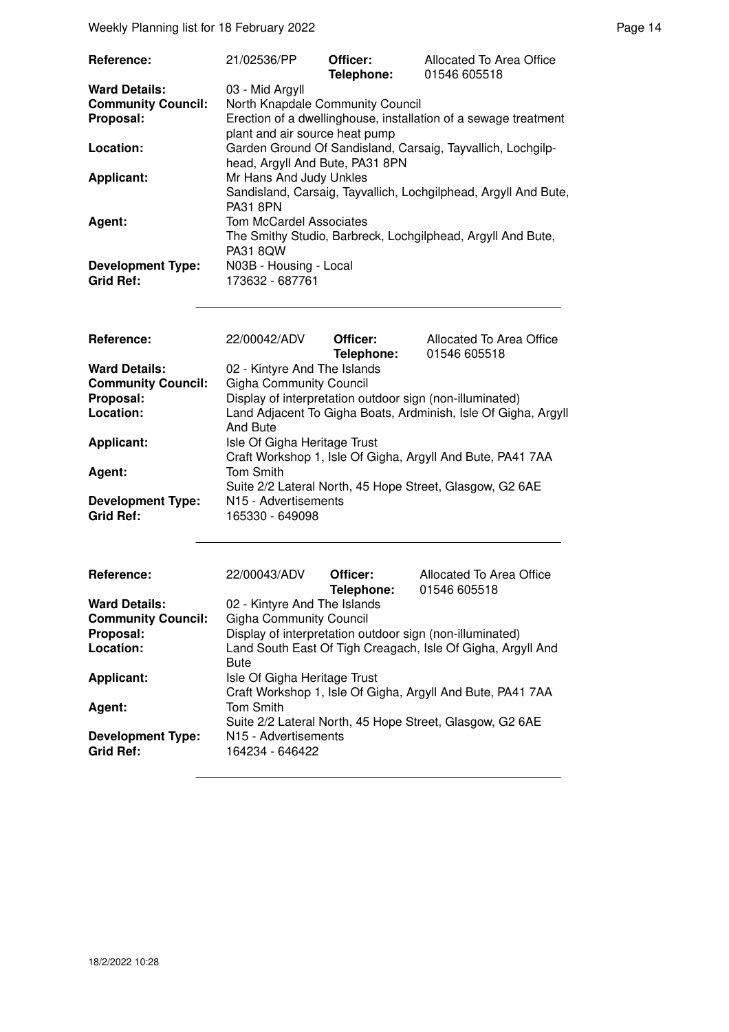| Reference: | 21/02536/PP | Officer: Telephone: | Allocated To Area Office 01546 605518 |
|---|---|---|---|
| **Ward Details:** | 03 - Mid Argyll | | |
| **Community Council:** | North Knapdale Community Council | | |
| **Proposal:** | Erection of a dwellinghouse, installation of a sewage treatment plant and air source heat pump | | |
| **Location:** | Garden Ground Of Sandisland, Carsaig, Tayvallich, Lochgilphead, Argyll And Bute, PA31 8PN | | |
| **Applicant:** | Mr Hans And Judy Unkles<br>Sandisland, Carsaig, Tayvallich, Lochgilphead, Argyll And Bute, PA31 8PN | | |
| **Agent:** | Tom McCardel Associates<br>The Smithy Studio, Barbreck, Lochgilphead, Argyll And Bute, PA31 8QW | | |
| **Development Type:** | N03B - Housing - Local | | |
| **Grid Ref:** | 173632 - 687761 | | |

| Reference: | 22/00042/ADV | Officer: Telephone: | Allocated To Area Office 01546 605518 |
|---|---|---|---|
| **Ward Details:** | 02 - Kintyre And The Islands | | |
| **Community Council:** | Gigha Community Council | | |
| **Proposal:** | Display of interpretation outdoor sign (non-illuminated) | | |
| **Location:** | Land Adjacent To Gigha Boats, Ardminish, Isle Of Gigha, Argyll And Bute | | |
| **Applicant:** | Isle Of Gigha Heritage Trust<br>Craft Workshop 1, Isle Of Gigha, Argyll And Bute, PA41 7AA | | |
| **Agent:** | Tom Smith<br>Suite 2/2 Lateral North, 45 Hope Street, Glasgow, G2 6AE | | |
| **Development Type:** | N15 - Advertisements | | |
| **Grid Ref:** | 165330 - 649098 | | |

| Reference: | 22/00043/ADV | Officer: Telephone: | Allocated To Area Office 01546 605518 |
|---|---|---|---|
| **Ward Details:** | 02 - Kintyre And The Islands | | |
| **Community Council:** | Gigha Community Council | | |
| **Proposal:** | Display of interpretation outdoor sign (non-illuminated) | | |
| **Location:** | Land South East Of Tigh Creagach, Isle Of Gigha, Argyll And Bute | | |
| **Applicant:** | Isle Of Gigha Heritage Trust<br>Craft Workshop 1, Isle Of Gigha, Argyll And Bute, PA41 7AA | | |
| **Agent:** | Tom Smith<br>Suite 2/2 Lateral North, 45 Hope Street, Glasgow, G2 6AE | | |
| **Development Type:** | N15 - Advertisements | | |
| **Grid Ref:** | 164234 - 646422 | | |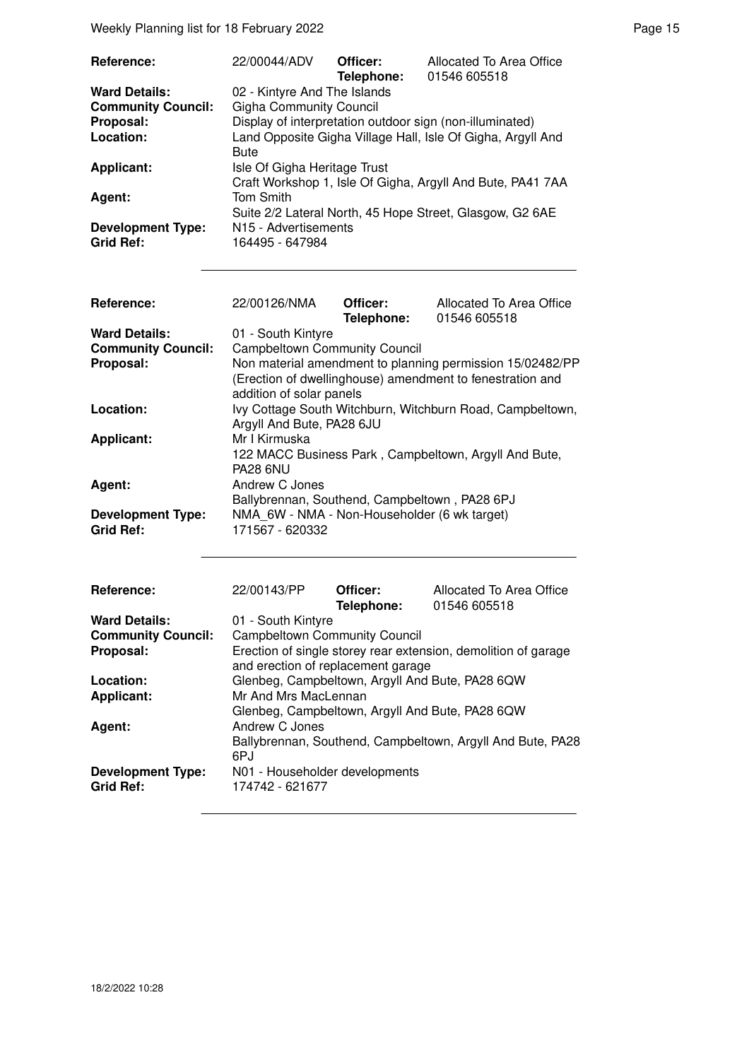| **Reference:** | 22/00044/ADV | **Officer:** **Telephone:** | Allocated To Area Office 01546 605518 |
|---|---|---|---|
| **Ward Details:** | 02 - Kintyre And The Islands | | |
| **Community Council:** | Gigha Community Council | | |
| **Proposal:** | Display of interpretation outdoor sign (non-illuminated) | | |
| **Location:** | Land Opposite Gigha Village Hall, Isle Of Gigha, Argyll And Bute | | |
| **Applicant:** | Isle Of Gigha Heritage Trust Craft Workshop 1, Isle Of Gigha, Argyll And Bute, PA41 7AA | | |
| **Agent:** | Tom Smith Suite 2/2 Lateral North, 45 Hope Street, Glasgow, G2 6AE | | |
| **Development Type:** | N15 - Advertisements | | |
| **Grid Ref:** | 164495 - 647984 | | |

| **Reference:** | 22/00126/NMA | **Officer:** **Telephone:** | Allocated To Area Office 01546 605518 |
|---|---|---|---|
| **Ward Details:** | 01 - South Kintyre | | |
| **Community Council:** | Campbeltown Community Council | | |
| **Proposal:** | Non material amendment to planning permission 15/02482/PP (Erection of dwellinghouse) amendment to fenestration and addition of solar panels | | |
| **Location:** | Ivy Cottage South Witchburn, Witchburn Road, Campbeltown, Argyll And Bute, PA28 6JU | | |
| **Applicant:** | Mr I Kirmuska 122 MACC Business Park , Campbeltown, Argyll And Bute, PA28 6NU | | |
| **Agent:** | Andrew C Jones Ballybrennan, Southend, Campbeltown , PA28 6PJ | | |
| **Development Type:** | NMA_6W - NMA - Non-Householder (6 wk target) | | |
| **Grid Ref:** | 171567 - 620332 | | |

| **Reference:** | 22/00143/PP | **Officer:** **Telephone:** | Allocated To Area Office 01546 605518 |
|---|---|---|---|
| **Ward Details:** | 01 - South Kintyre | | |
| **Community Council:** | Campbeltown Community Council | | |
| **Proposal:** | Erection of single storey rear extension, demolition of garage and erection of replacement garage | | |
| **Location:** | Glenbeg, Campbeltown, Argyll And Bute, PA28 6QW | | |
| **Applicant:** | Mr And Mrs MacLennan Glenbeg, Campbeltown, Argyll And Bute, PA28 6QW | | |
| **Agent:** | Andrew C Jones Ballybrennan, Southend, Campbeltown, Argyll And Bute, PA28 6PJ | | |
| **Development Type:** | N01 - Householder developments | | |
| **Grid Ref:** | 174742 - 621677 | | |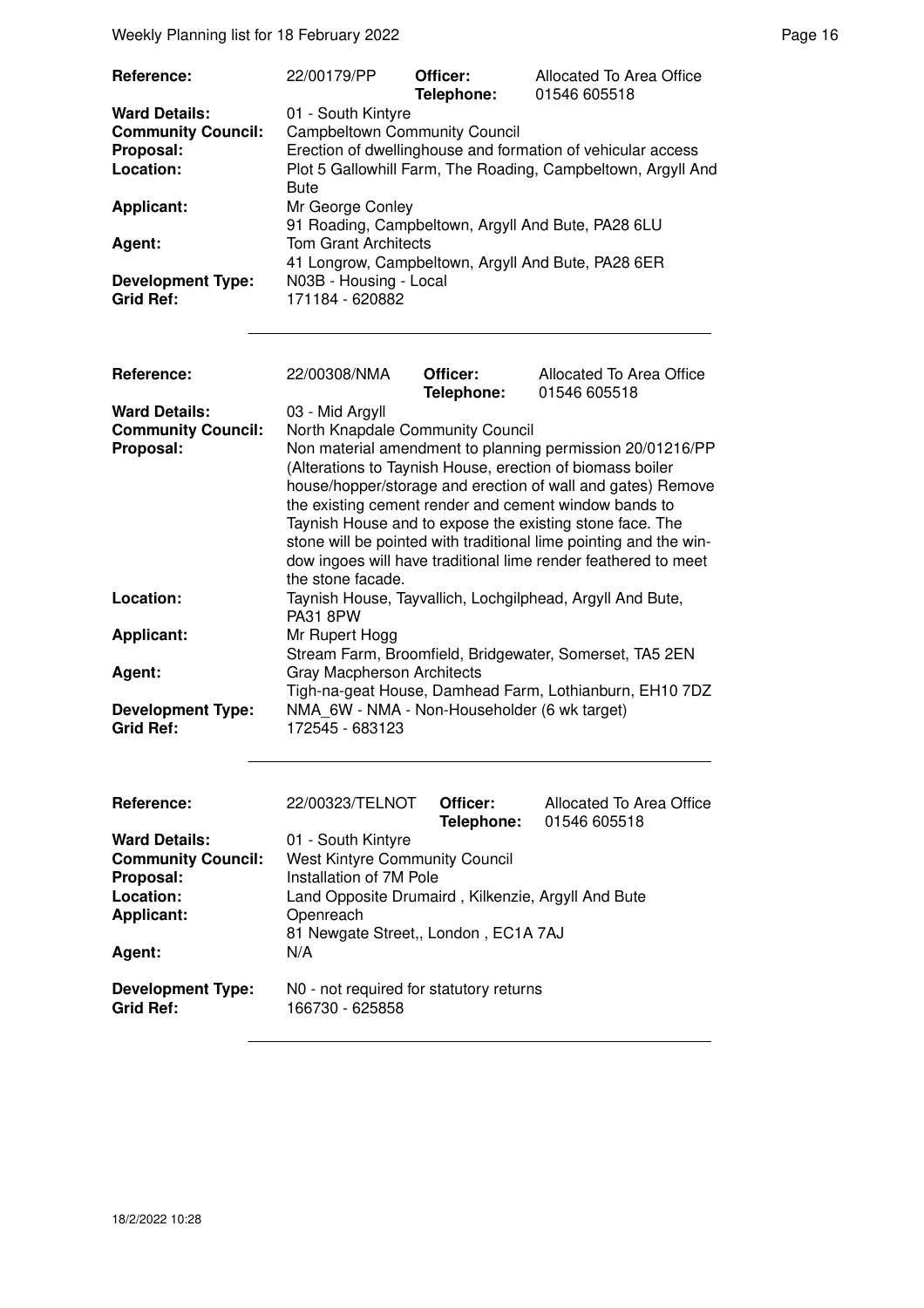| | | | |
|---|---|---|---|
| **Reference:** | 22/00179/PP | **Officer:** **Telephone:** | Allocated To Area Office 01546 605518 |
| **Ward Details:** | 01 - South Kintyre | | |
| **Community Council:** | Campbeltown Community Council | | |
| **Proposal:** | Erection of dwellinghouse and formation of vehicular access | | |
| **Location:** | Plot 5 Gallowhill Farm, The Roading, Campbeltown, Argyll And Bute | | |
| **Applicant:** | Mr George Conley 91 Roading, Campbeltown, Argyll And Bute, PA28 6LU | | |
| **Agent:** | Tom Grant Architects 41 Longrow, Campbeltown, Argyll And Bute, PA28 6ER | | |
| **Development Type:** | N03B - Housing - Local | | |
| **Grid Ref:** | 171184 - 620882 | | |

| | | | |
|---|---|---|---|
| **Reference:** | 22/00308/NMA | **Officer:** **Telephone:** | Allocated To Area Office 01546 605518 |
| **Ward Details:** | 03 - Mid Argyll | | |
| **Community Council:** | North Knapdale Community Council | | |
| **Proposal:** | Non material amendment to planning permission 20/01216/PP (Alterations to Taynish House, erection of biomass boiler house/hopper/storage and erection of wall and gates) Remove the existing cement render and cement window bands to Taynish House and to expose the existing stone face. The stone will be pointed with traditional lime pointing and the window ingoes will have traditional lime render feathered to meet the stone facade. | | |
| **Location:** | Taynish House, Tayvallich, Lochgilphead, Argyll And Bute, PA31 8PW | | |
| **Applicant:** | Mr Rupert Hogg Stream Farm, Broomfield, Bridgewater, Somerset, TA5 2EN | | |
| **Agent:** | Gray Macpherson Architects Tigh-na-geat House, Damhead Farm, Lothianburn, EH10 7DZ | | |
| **Development Type:** | NMA_6W - NMA - Non-Householder (6 wk target) | | |
| **Grid Ref:** | 172545 - 683123 | | |

| | | | |
|---|---|---|---|
| **Reference:** | 22/00323/TELNOT | **Officer:** **Telephone:** | Allocated To Area Office 01546 605518 |
| **Ward Details:** | 01 - South Kintyre | | |
| **Community Council:** | West Kintyre Community Council | | |
| **Proposal:** | Installation of 7M Pole | | |
| **Location:** | Land Opposite Drumaird , Kilkenzie, Argyll And Bute | | |
| **Applicant:** | Openreach 81 Newgate Street,, London , EC1A 7AJ | | |
| **Agent:** | N/A | | |
| **Development Type:** | N0 - not required for statutory returns | | |
| **Grid Ref:** | 166730 - 625858 | | |

18/2/2022 10:28